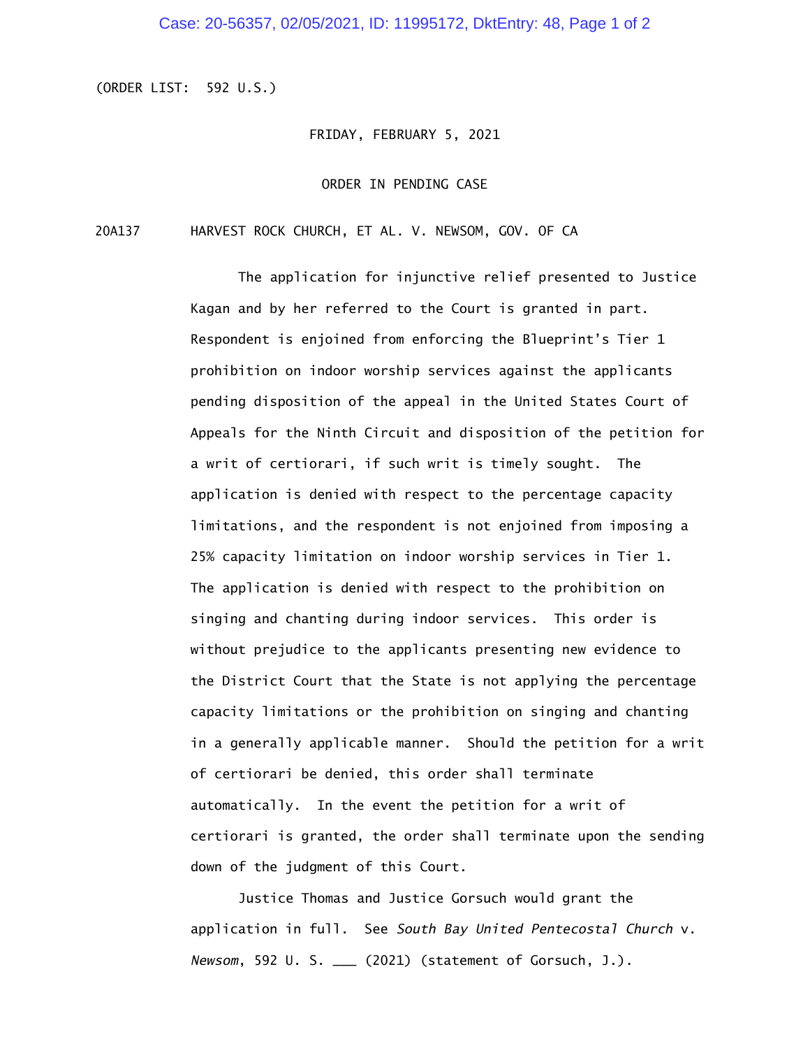(ORDER LIST: 592 U.S.)

FRIDAY, FEBRUARY 5, 2021

ORDER IN PENDING CASE

20A137 HARVEST ROCK CHURCH, ET AL. V. NEWSOM, GOV. OF CA

The application for injunctive relief presented to Justice Kagan and by her referred to the Court is granted in part. Respondent is enjoined from enforcing the Blueprint's Tier 1 prohibition on indoor worship services against the applicants pending disposition of the appeal in the United States Court of Appeals for the Ninth Circuit and disposition of the petition for a writ of certiorari, if such writ is timely sought. The application is denied with respect to the percentage capacity limitations, and the respondent is not enjoined from imposing a 25% capacity limitation on indoor worship services in Tier 1. The application is denied with respect to the prohibition on singing and chanting during indoor services. This order is without prejudice to the applicants presenting new evidence to the District Court that the State is not applying the percentage capacity limitations or the prohibition on singing and chanting in a generally applicable manner. Should the petition for a writ of certiorari be denied, this order shall terminate automatically. In the event the petition for a writ of certiorari is granted, the order shall terminate upon the sending down of the judgment of this Court.

Justice Thomas and Justice Gorsuch would grant the application in full. See *South Bay United Pentecostal Church* v. *Newsom*, 592 U. S. ___ (2021) (statement of Gorsuch, J.).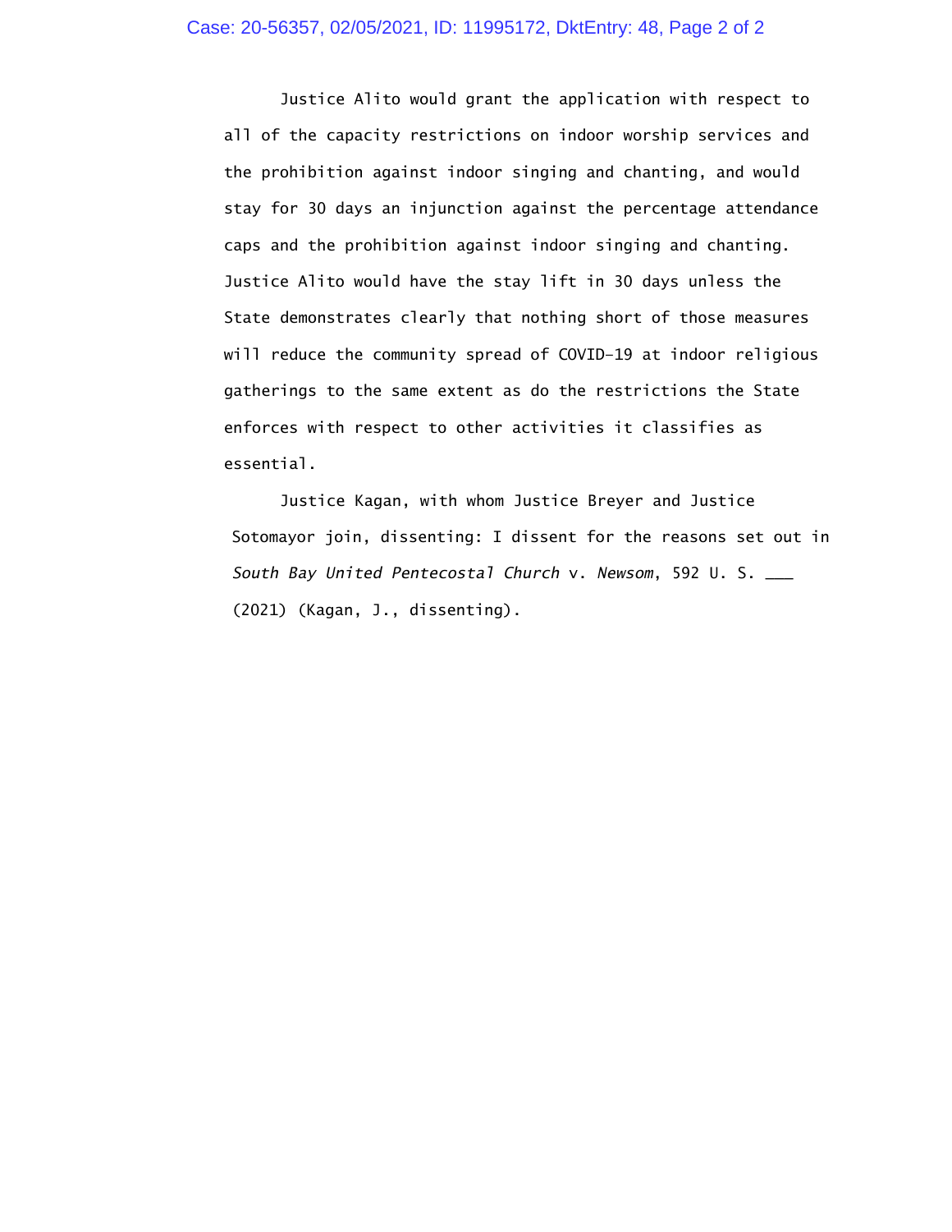Justice Alito would grant the application with respect to all of the capacity restrictions on indoor worship services and the prohibition against indoor singing and chanting, and would stay for 30 days an injunction against the percentage attendance caps and the prohibition against indoor singing and chanting. Justice Alito would have the stay lift in 30 days unless the State demonstrates clearly that nothing short of those measures will reduce the community spread of COVID-19 at indoor religious gatherings to the same extent as do the restrictions the State enforces with respect to other activities it classifies as essential.

Justice Kagan, with whom Justice Breyer and Justice Sotomayor join, dissenting: I dissent for the reasons set out in *South Bay United Pentecostal Church* v. *Newsom*, 592 U. S. ___ (2021) (Kagan, J., dissenting).